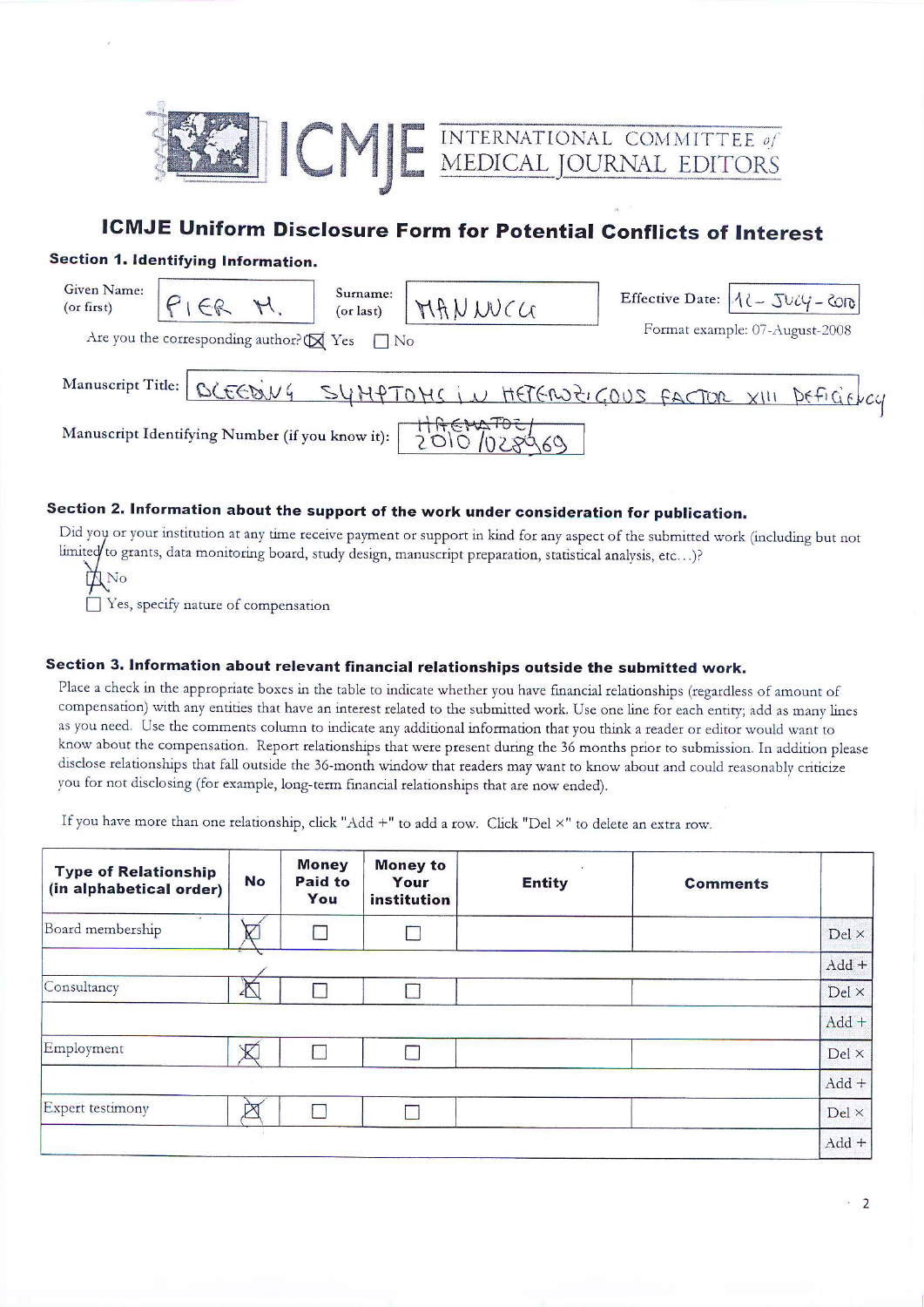# ICMJE INTERNATIONAL COMMITTEE of MEDICAL JOURNAL EDITORS

## ICMJE Uniform Disclosure Form for Potential Conflicts of Interest

### Section 1. Identifying Information.

Given Name: (or first) PIER M.

Surname: (or last) MANNUCCI

Effective Date: 12-JULY-2010

Format example: 07-August-2008

Are you the corresponding author? ☒ Yes ☐ No

Manuscript Title: BLEEDING SYMPTOMS IN HETEROZIGOUS FACTOR XIII DEFICIENCY

Manuscript Identifying Number (if you know it): HAEMATOL/2010/028969

### Section 2. Information about the support of the work under consideration for publication.

Did you or your institution at any time receive payment or support in kind for any aspect of the submitted work (including but not limited to grants, data monitoring board, study design, manuscript preparation, statistical analysis, etc...)?

☒ No

☐ Yes, specify nature of compensation

### Section 3. Information about relevant financial relationships outside the submitted work.

Place a check in the appropriate boxes in the table to indicate whether you have financial relationships (regardless of amount of compensation) with any entities that have an interest related to the submitted work. Use one line for each entity; add as many lines as you need. Use the comments column to indicate any additional information that you think a reader or editor would want to know about the compensation. Report relationships that were present during the 36 months prior to submission. In addition please disclose relationships that fall outside the 36-month window that readers may want to know about and could reasonably criticize you for not disclosing (for example, long-term financial relationships that are now ended).

If you have more than one relationship, click "Add +" to add a row. Click "Del ×" to delete an extra row.

| Type of Relationship (in alphabetical order) | No | Money Paid to You | Money to Your institution | Entity | Comments | |
|---|---|---|---|---|---|---|
| Board membership | ☒ | ☐ | ☐ | | | Del × |
| | | | | | | Add + |
| Consultancy | ☒ | ☐ | ☐ | | | Del × |
| | | | | | | Add + |
| Employment | ☒ | ☐ | ☐ | | | Del × |
| | | | | | | Add + |
| Expert testimony | ☒ | ☐ | ☐ | | | Del × |
| | | | | | | Add + |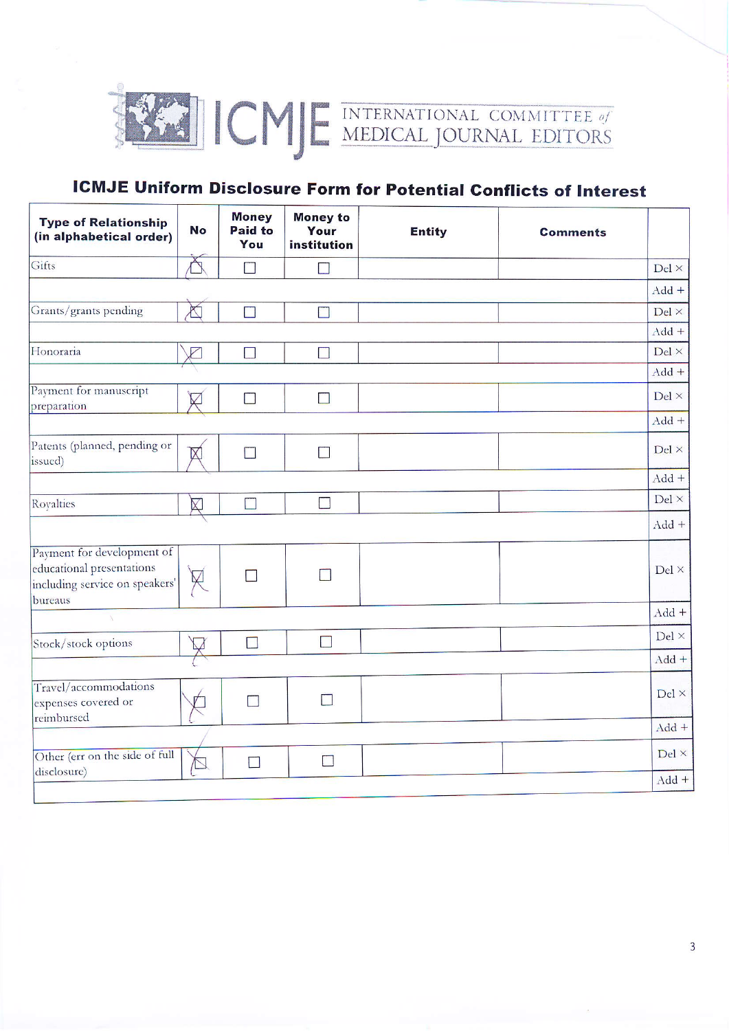ICMJE INTERNATIONAL COMMITTEE of MEDICAL JOURNAL EDITORS

## ICMJE Uniform Disclosure Form for Potential Conflicts of Interest

| Type of Relationship (in alphabetical order) | No | Money Paid to You | Money to Your institution | Entity | Comments | |
|---|---|---|---|---|---|---|
| Gifts | ☒ | ☐ | ☐ | | | Del × |
| | | | | | | Add + |
| Grants/grants pending | ☒ | ☐ | ☐ | | | Del × |
| | | | | | | Add + |
| Honoraria | ☒ | ☐ | ☐ | | | Del × |
| | | | | | | Add + |
| Payment for manuscript preparation | ☒ | ☐ | ☐ | | | Del × |
| | | | | | | Add + |
| Patents (planned, pending or issued) | ☒ | ☐ | ☐ | | | Del × |
| | | | | | | Add + |
| Royalties | ☒ | ☐ | ☐ | | | Del × |
| | | | | | | Add + |
| Payment for development of educational presentations including service on speakers' bureaus | ☒ | ☐ | ☐ | | | Del × |
| | | | | | | Add + |
| Stock/stock options | ☒ | ☐ | ☐ | | | Del × |
| | | | | | | Add + |
| Travel/accommodations expenses covered or reimbursed | ☒ | ☐ | ☐ | | | Del × |
| | | | | | | Add + |
| Other (err on the side of full disclosure) | ☒ | ☐ | ☐ | | | Del × |
| | | | | | | Add + |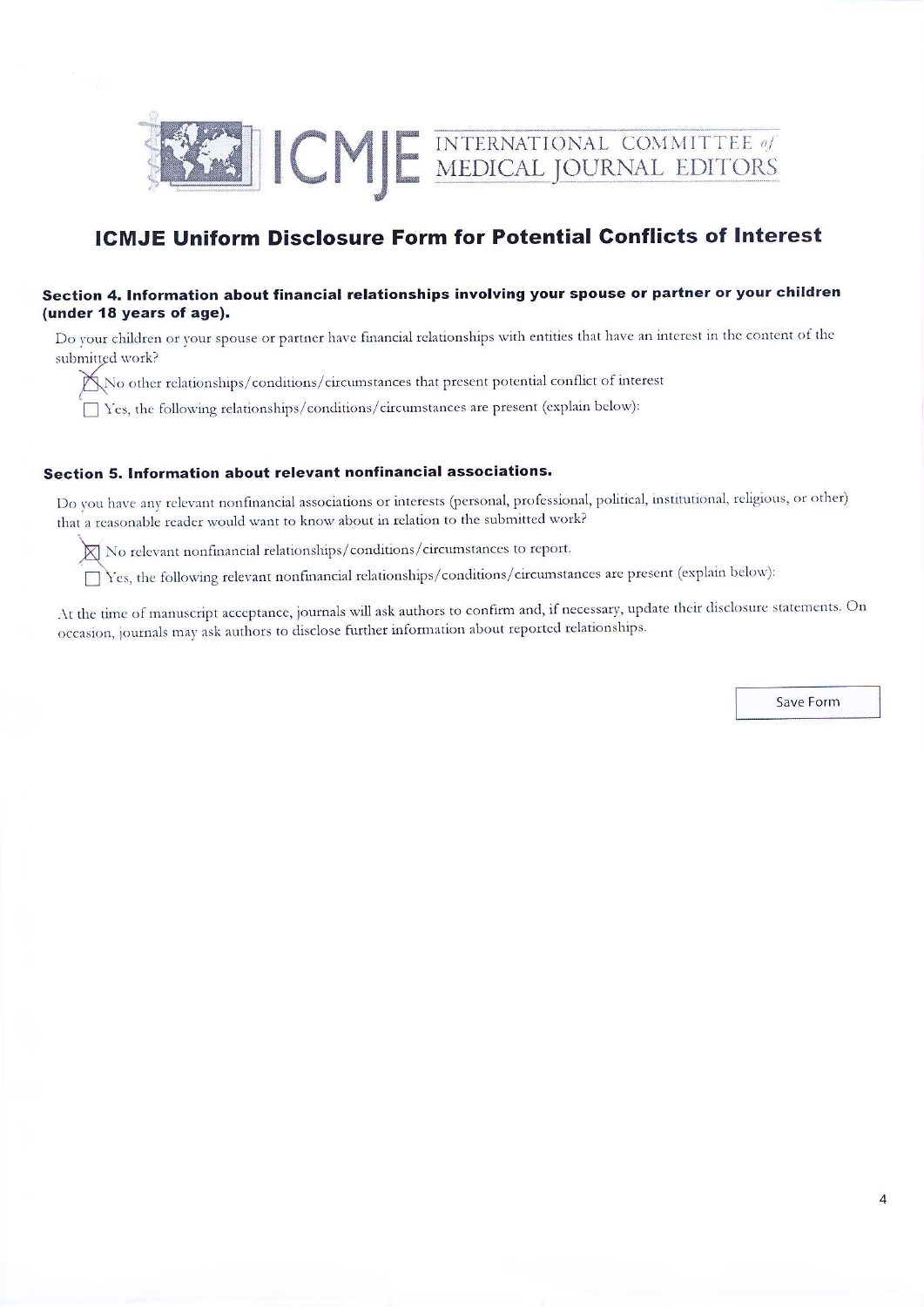ICMJE INTERNATIONAL COMMITTEE *of* MEDICAL JOURNAL EDITORS

# ICMJE Uniform Disclosure Form for Potential Conflicts of Interest

### Section 4. Information about financial relationships involving your spouse or partner or your children (under 18 years of age).

Do your children or your spouse or partner have financial relationships with entities that have an interest in the content of the submitted work?

- [x] No other relationships/conditions/circumstances that present potential conflict of interest
- [ ] Yes, the following relationships/conditions/circumstances are present (explain below):

### Section 5. Information about relevant nonfinancial associations.

Do you have any relevant nonfinancial associations or interests (personal, professional, political, institutional, religious, or other) that a reasonable reader would want to know about in relation to the submitted work?

- [x] No relevant nonfinancial relationships/conditions/circumstances to report.
- [ ] Yes, the following relevant nonfinancial relationships/conditions/circumstances are present (explain below):

At the time of manuscript acceptance, journals will ask authors to confirm and, if necessary, update their disclosure statements. On occasion, journals may ask authors to disclose further information about reported relationships.

Save Form